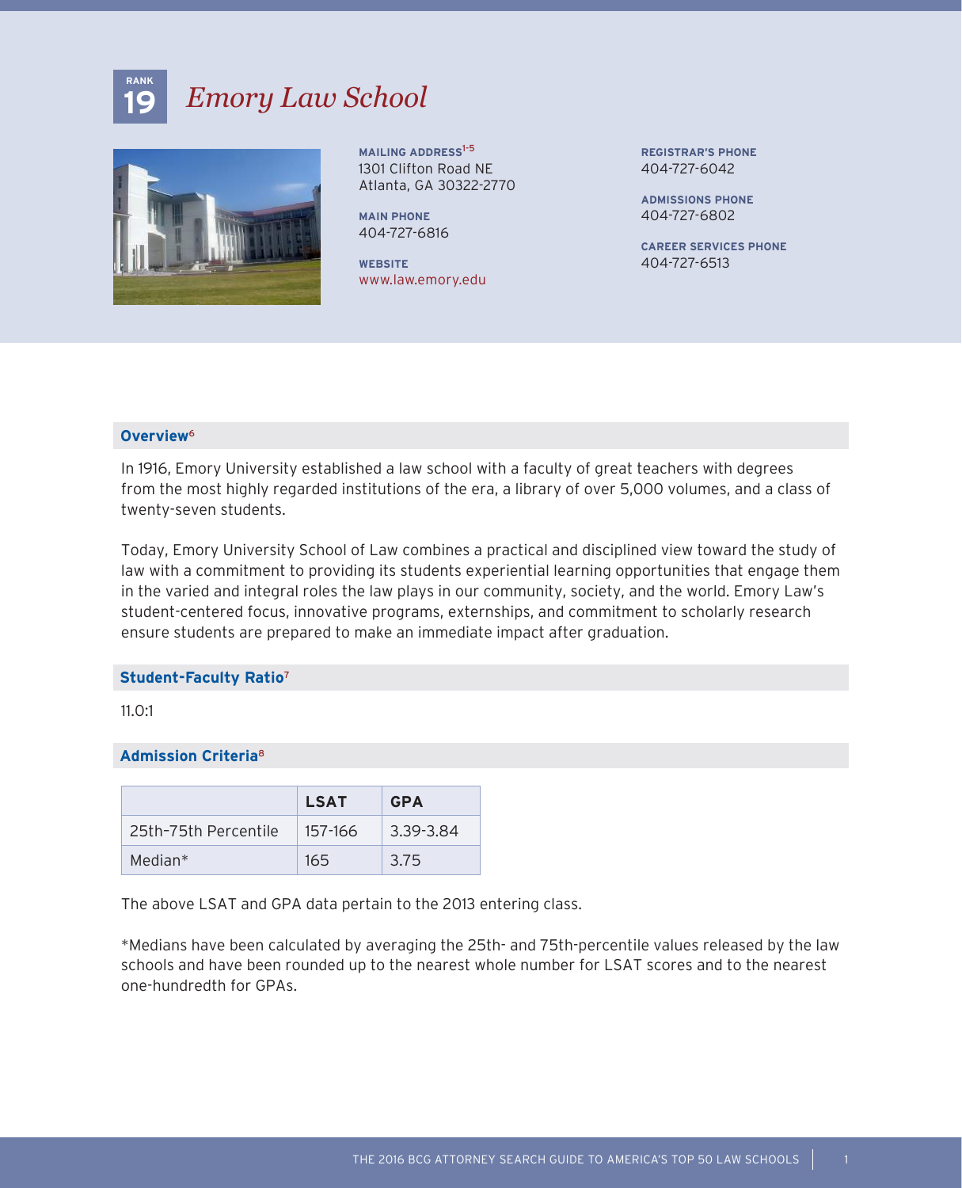RANK
19

# *Emory Law School*

**MAILING ADDRESS**[1-5]
1301 Clifton Road NE
Atlanta, GA 30322-2770

**MAIN PHONE**
404-727-6816

**WEBSITE**
www.law.emory.edu

**REGISTRAR'S PHONE**
404-727-6042

**ADMISSIONS PHONE**
404-727-6802

**CAREER SERVICES PHONE**
404-727-6513

## Overview[6]

In 1916, Emory University established a law school with a faculty of great teachers with degrees from the most highly regarded institutions of the era, a library of over 5,000 volumes, and a class of twenty-seven students.

Today, Emory University School of Law combines a practical and disciplined view toward the study of law with a commitment to providing its students experiential learning opportunities that engage them in the varied and integral roles the law plays in our community, society, and the world. Emory Law's student-centered focus, innovative programs, externships, and commitment to scholarly research ensure students are prepared to make an immediate impact after graduation.

## Student-Faculty Ratio[7]

11.0:1

## Admission Criteria[8]

| | LSAT | GPA |
|---|---|---|
| 25th-75th Percentile | 157-166 | 3.39-3.84 |
| Median* | 165 | 3.75 |

The above LSAT and GPA data pertain to the 2013 entering class.

*Medians have been calculated by averaging the 25th- and 75th-percentile values released by the law schools and have been rounded up to the nearest whole number for LSAT scores and to the nearest one-hundredth for GPAs.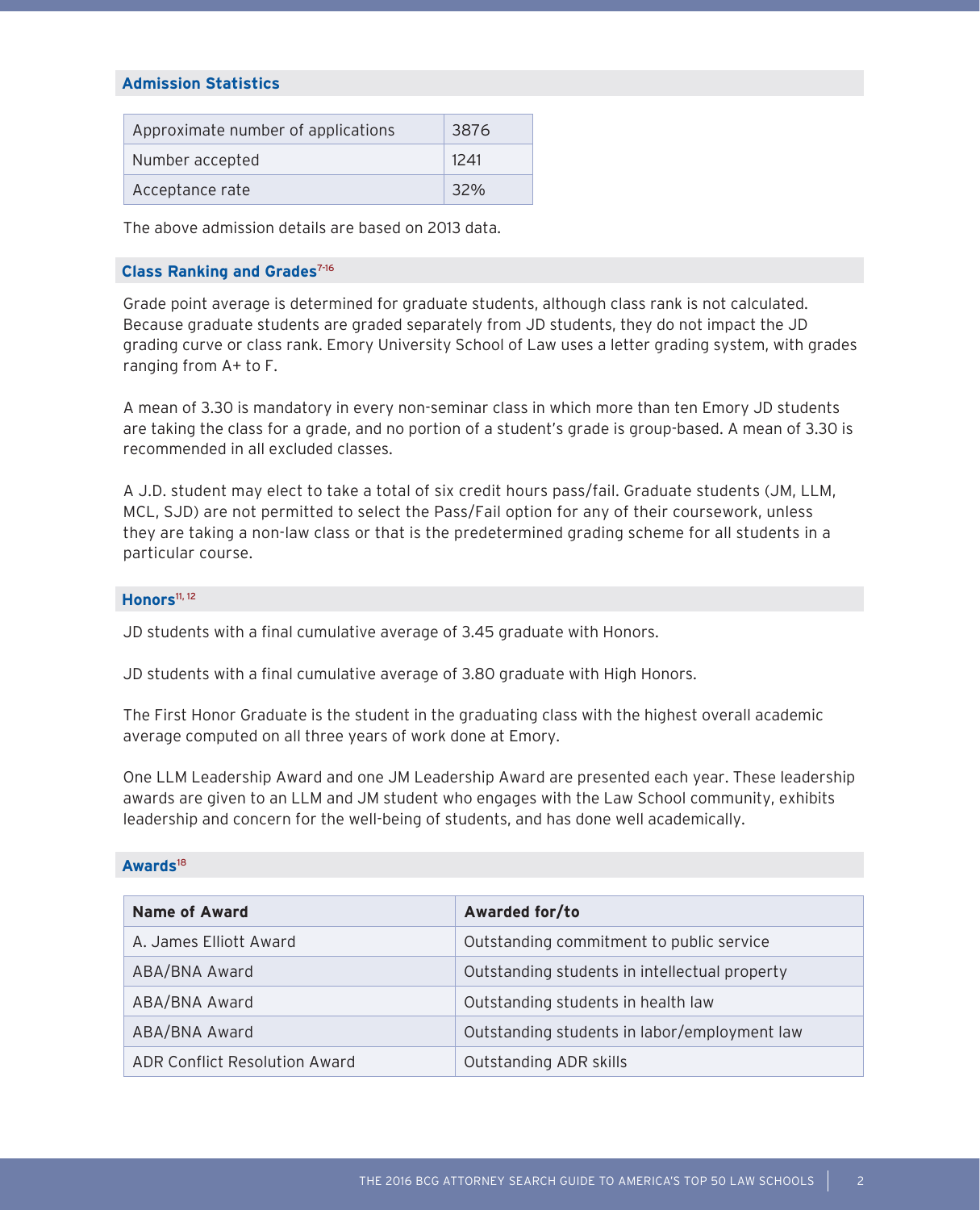## Admission Statistics

| Approximate number of applications | 3876 |
|---|---|
| Number accepted | 1241 |
| Acceptance rate | 32% |

The above admission details are based on 2013 data.

## Class Ranking and Grades[7-16]

Grade point average is determined for graduate students, although class rank is not calculated. Because graduate students are graded separately from JD students, they do not impact the JD grading curve or class rank. Emory University School of Law uses a letter grading system, with grades ranging from A+ to F.

A mean of 3.30 is mandatory in every non-seminar class in which more than ten Emory JD students are taking the class for a grade, and no portion of a student's grade is group-based. A mean of 3.30 is recommended in all excluded classes.

A J.D. student may elect to take a total of six credit hours pass/fail. Graduate students (JM, LLM, MCL, SJD) are not permitted to select the Pass/Fail option for any of their coursework, unless they are taking a non-law class or that is the predetermined grading scheme for all students in a particular course.

## Honors[11, 12]

JD students with a final cumulative average of 3.45 graduate with Honors.

JD students with a final cumulative average of 3.80 graduate with High Honors.

The First Honor Graduate is the student in the graduating class with the highest overall academic average computed on all three years of work done at Emory.

One LLM Leadership Award and one JM Leadership Award are presented each year. These leadership awards are given to an LLM and JM student who engages with the Law School community, exhibits leadership and concern for the well-being of students, and has done well academically.

## Awards[18]

| Name of Award | Awarded for/to |
|---|---|
| A. James Elliott Award | Outstanding commitment to public service |
| ABA/BNA Award | Outstanding students in intellectual property |
| ABA/BNA Award | Outstanding students in health law |
| ABA/BNA Award | Outstanding students in labor/employment law |
| ADR Conflict Resolution Award | Outstanding ADR skills |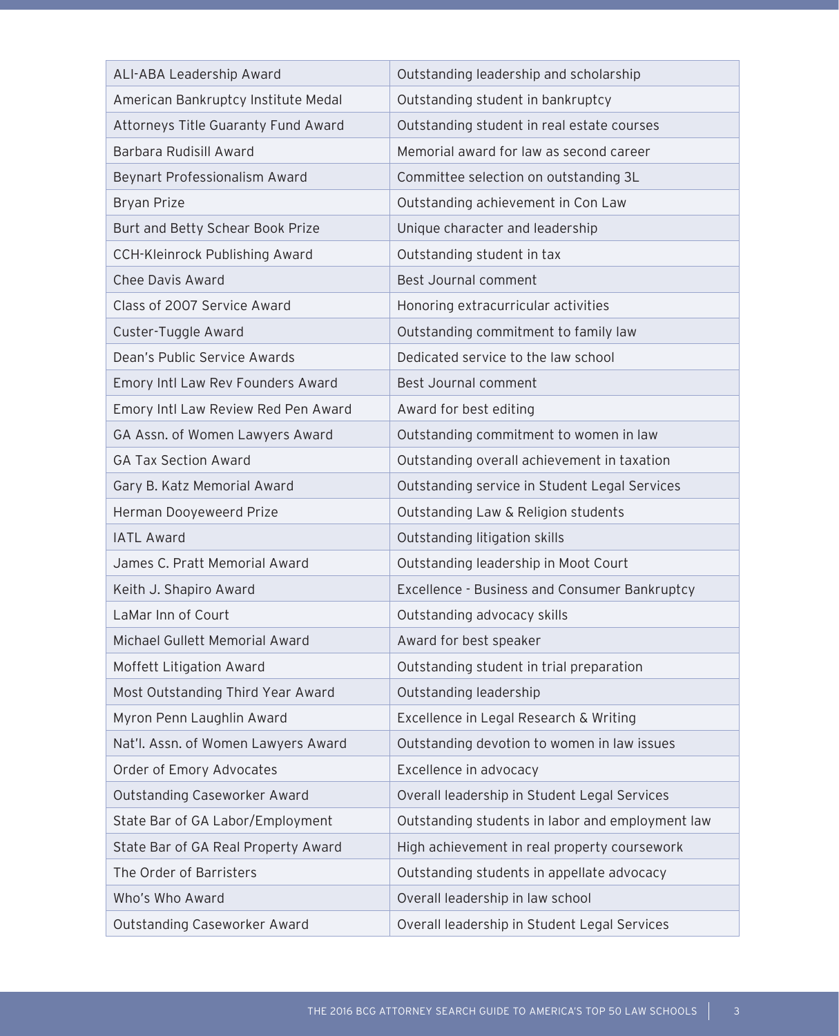| ALI-ABA Leadership Award | Outstanding leadership and scholarship |
|---|---|
| American Bankruptcy Institute Medal | Outstanding student in bankruptcy |
| Attorneys Title Guaranty Fund Award | Outstanding student in real estate courses |
| Barbara Rudisill Award | Memorial award for law as second career |
| Beynart Professionalism Award | Committee selection on outstanding 3L |
| Bryan Prize | Outstanding achievement in Con Law |
| Burt and Betty Schear Book Prize | Unique character and leadership |
| CCH-Kleinrock Publishing Award | Outstanding student in tax |
| Chee Davis Award | Best Journal comment |
| Class of 2007 Service Award | Honoring extracurricular activities |
| Custer-Tuggle Award | Outstanding commitment to family law |
| Dean's Public Service Awards | Dedicated service to the law school |
| Emory Intl Law Rev Founders Award | Best Journal comment |
| Emory Intl Law Review Red Pen Award | Award for best editing |
| GA Assn. of Women Lawyers Award | Outstanding commitment to women in law |
| GA Tax Section Award | Outstanding overall achievement in taxation |
| Gary B. Katz Memorial Award | Outstanding service in Student Legal Services |
| Herman Dooyeweerd Prize | Outstanding Law & Religion students |
| IATL Award | Outstanding litigation skills |
| James C. Pratt Memorial Award | Outstanding leadership in Moot Court |
| Keith J. Shapiro Award | Excellence - Business and Consumer Bankruptcy |
| LaMar Inn of Court | Outstanding advocacy skills |
| Michael Gullett Memorial Award | Award for best speaker |
| Moffett Litigation Award | Outstanding student in trial preparation |
| Most Outstanding Third Year Award | Outstanding leadership |
| Myron Penn Laughlin Award | Excellence in Legal Research & Writing |
| Nat'l. Assn. of Women Lawyers Award | Outstanding devotion to women in law issues |
| Order of Emory Advocates | Excellence in advocacy |
| Outstanding Caseworker Award | Overall leadership in Student Legal Services |
| State Bar of GA Labor/Employment | Outstanding students in labor and employment law |
| State Bar of GA Real Property Award | High achievement in real property coursework |
| The Order of Barristers | Outstanding students in appellate advocacy |
| Who's Who Award | Overall leadership in law school |
| Outstanding Caseworker Award | Overall leadership in Student Legal Services |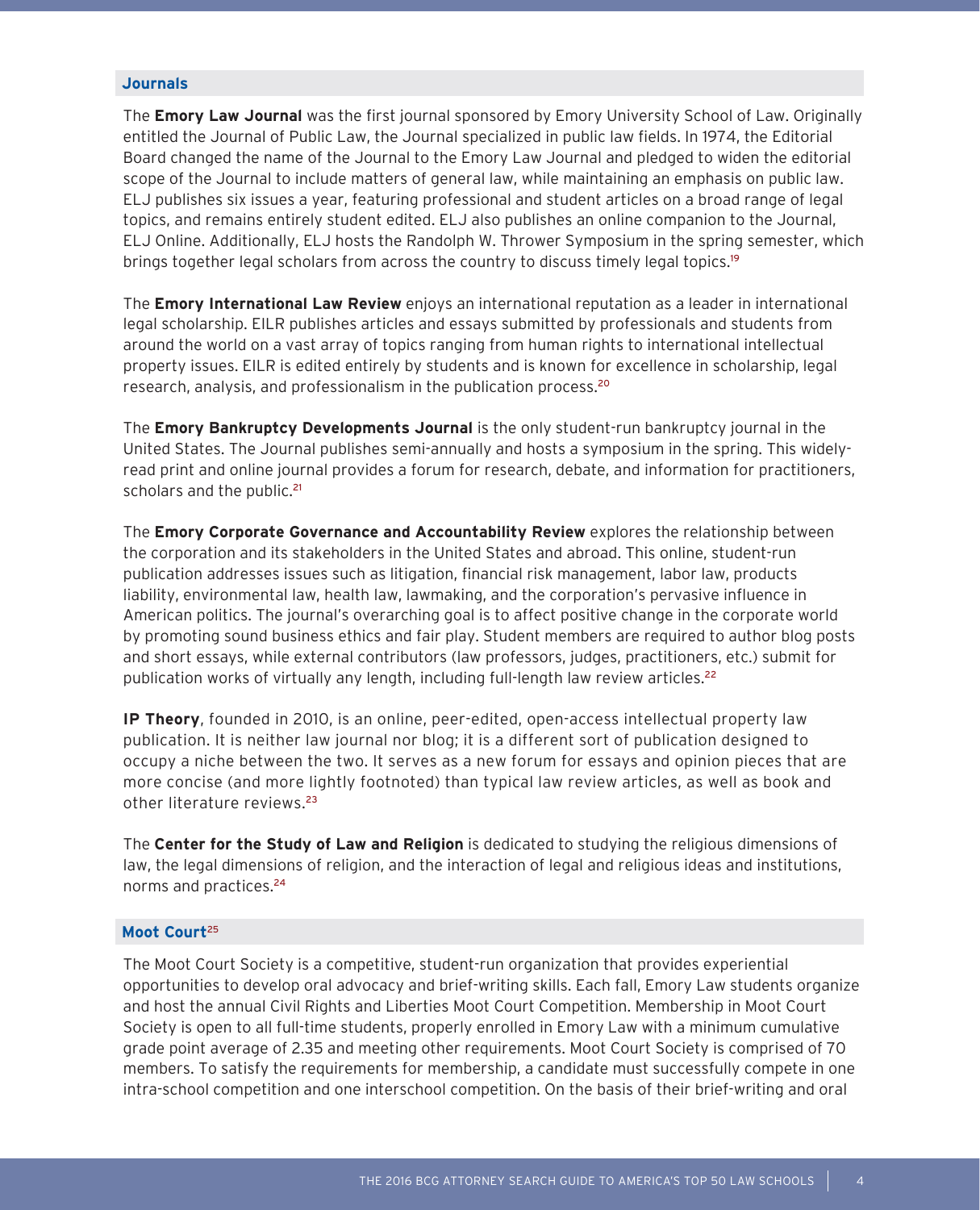## Journals

The **Emory Law Journal** was the first journal sponsored by Emory University School of Law. Originally entitled the Journal of Public Law, the Journal specialized in public law fields. In 1974, the Editorial Board changed the name of the Journal to the Emory Law Journal and pledged to widen the editorial scope of the Journal to include matters of general law, while maintaining an emphasis on public law. ELJ publishes six issues a year, featuring professional and student articles on a broad range of legal topics, and remains entirely student edited. ELJ also publishes an online companion to the Journal, ELJ Online. Additionally, ELJ hosts the Randolph W. Thrower Symposium in the spring semester, which brings together legal scholars from across the country to discuss timely legal topics.[19]

The **Emory International Law Review** enjoys an international reputation as a leader in international legal scholarship. EILR publishes articles and essays submitted by professionals and students from around the world on a vast array of topics ranging from human rights to international intellectual property issues. EILR is edited entirely by students and is known for excellence in scholarship, legal research, analysis, and professionalism in the publication process.[20]

The **Emory Bankruptcy Developments Journal** is the only student-run bankruptcy journal in the United States. The Journal publishes semi-annually and hosts a symposium in the spring. This widely-read print and online journal provides a forum for research, debate, and information for practitioners, scholars and the public.[21]

The **Emory Corporate Governance and Accountability Review** explores the relationship between the corporation and its stakeholders in the United States and abroad. This online, student-run publication addresses issues such as litigation, financial risk management, labor law, products liability, environmental law, health law, lawmaking, and the corporation's pervasive influence in American politics. The journal's overarching goal is to affect positive change in the corporate world by promoting sound business ethics and fair play. Student members are required to author blog posts and short essays, while external contributors (law professors, judges, practitioners, etc.) submit for publication works of virtually any length, including full-length law review articles.[22]

**IP Theory**, founded in 2010, is an online, peer-edited, open-access intellectual property law publication. It is neither law journal nor blog; it is a different sort of publication designed to occupy a niche between the two. It serves as a new forum for essays and opinion pieces that are more concise (and more lightly footnoted) than typical law review articles, as well as book and other literature reviews.[23]

The **Center for the Study of Law and Religion** is dedicated to studying the religious dimensions of law, the legal dimensions of religion, and the interaction of legal and religious ideas and institutions, norms and practices.[24]

## Moot Court[25]

The Moot Court Society is a competitive, student-run organization that provides experiential opportunities to develop oral advocacy and brief-writing skills. Each fall, Emory Law students organize and host the annual Civil Rights and Liberties Moot Court Competition. Membership in Moot Court Society is open to all full-time students, properly enrolled in Emory Law with a minimum cumulative grade point average of 2.35 and meeting other requirements. Moot Court Society is comprised of 70 members. To satisfy the requirements for membership, a candidate must successfully compete in one intra-school competition and one interschool competition. On the basis of their brief-writing and oral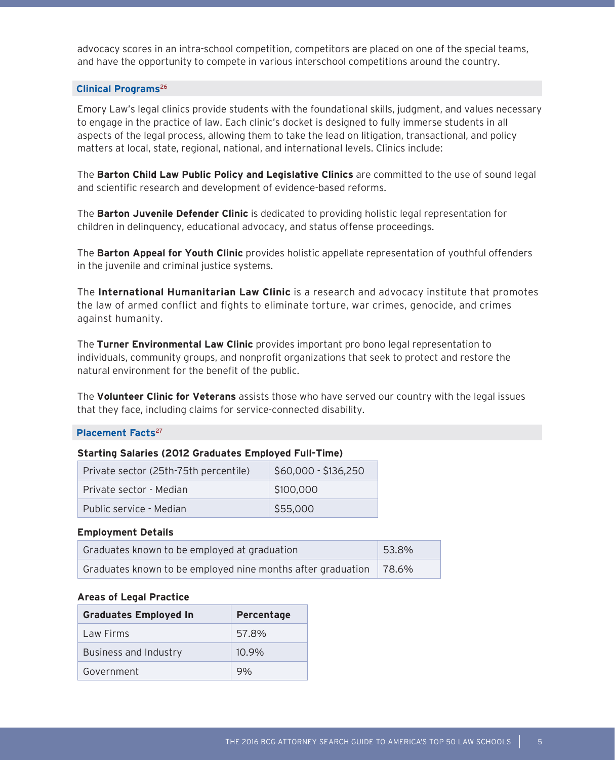advocacy scores in an intra-school competition, competitors are placed on one of the special teams, and have the opportunity to compete in various interschool competitions around the country.

## Clinical Programs[26]

Emory Law's legal clinics provide students with the foundational skills, judgment, and values necessary to engage in the practice of law. Each clinic's docket is designed to fully immerse students in all aspects of the legal process, allowing them to take the lead on litigation, transactional, and policy matters at local, state, regional, national, and international levels. Clinics include:

The **Barton Child Law Public Policy and Legislative Clinics** are committed to the use of sound legal and scientific research and development of evidence-based reforms.

The **Barton Juvenile Defender Clinic** is dedicated to providing holistic legal representation for children in delinquency, educational advocacy, and status offense proceedings.

The **Barton Appeal for Youth Clinic** provides holistic appellate representation of youthful offenders in the juvenile and criminal justice systems.

The **International Humanitarian Law Clinic** is a research and advocacy institute that promotes the law of armed conflict and fights to eliminate torture, war crimes, genocide, and crimes against humanity.

The **Turner Environmental Law Clinic** provides important pro bono legal representation to individuals, community groups, and nonprofit organizations that seek to protect and restore the natural environment for the benefit of the public.

The **Volunteer Clinic for Veterans** assists those who have served our country with the legal issues that they face, including claims for service-connected disability.

## Placement Facts[27]

**Starting Salaries (2012 Graduates Employed Full-Time)**

| | |
|---|---|
| Private sector (25th-75th percentile) | $60,000 - $136,250 |
| Private sector - Median | $100,000 |
| Public service - Median | $55,000 |

**Employment Details**

| | |
|---|---|
| Graduates known to be employed at graduation | 53.8% |
| Graduates known to be employed nine months after graduation | 78.6% |

**Areas of Legal Practice**

| Graduates Employed In | Percentage |
|---|---|
| Law Firms | 57.8% |
| Business and Industry | 10.9% |
| Government | 9% |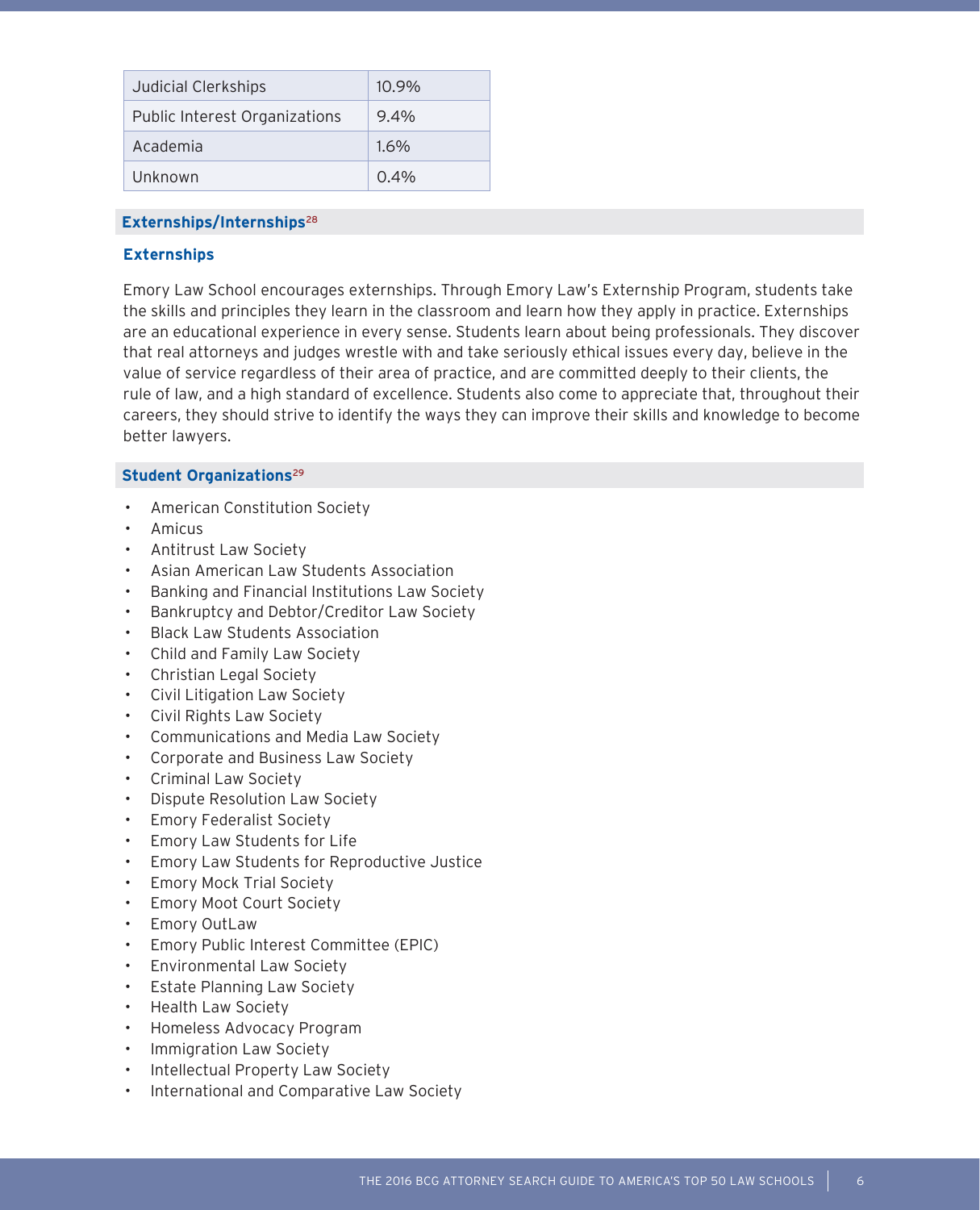| Judicial Clerkships | 10.9% |
|---|---|
| Public Interest Organizations | 9.4% |
| Academia | 1.6% |
| Unknown | 0.4% |

## Externships/Internships[28]

### Externships

Emory Law School encourages externships. Through Emory Law's Externship Program, students take the skills and principles they learn in the classroom and learn how they apply in practice. Externships are an educational experience in every sense. Students learn about being professionals. They discover that real attorneys and judges wrestle with and take seriously ethical issues every day, believe in the value of service regardless of their area of practice, and are committed deeply to their clients, the rule of law, and a high standard of excellence. Students also come to appreciate that, throughout their careers, they should strive to identify the ways they can improve their skills and knowledge to become better lawyers.

## Student Organizations[29]

- American Constitution Society
- Amicus
- Antitrust Law Society
- Asian American Law Students Association
- Banking and Financial Institutions Law Society
- Bankruptcy and Debtor/Creditor Law Society
- Black Law Students Association
- Child and Family Law Society
- Christian Legal Society
- Civil Litigation Law Society
- Civil Rights Law Society
- Communications and Media Law Society
- Corporate and Business Law Society
- Criminal Law Society
- Dispute Resolution Law Society
- Emory Federalist Society
- Emory Law Students for Life
- Emory Law Students for Reproductive Justice
- Emory Mock Trial Society
- Emory Moot Court Society
- Emory OutLaw
- Emory Public Interest Committee (EPIC)
- Environmental Law Society
- Estate Planning Law Society
- Health Law Society
- Homeless Advocacy Program
- Immigration Law Society
- Intellectual Property Law Society
- International and Comparative Law Society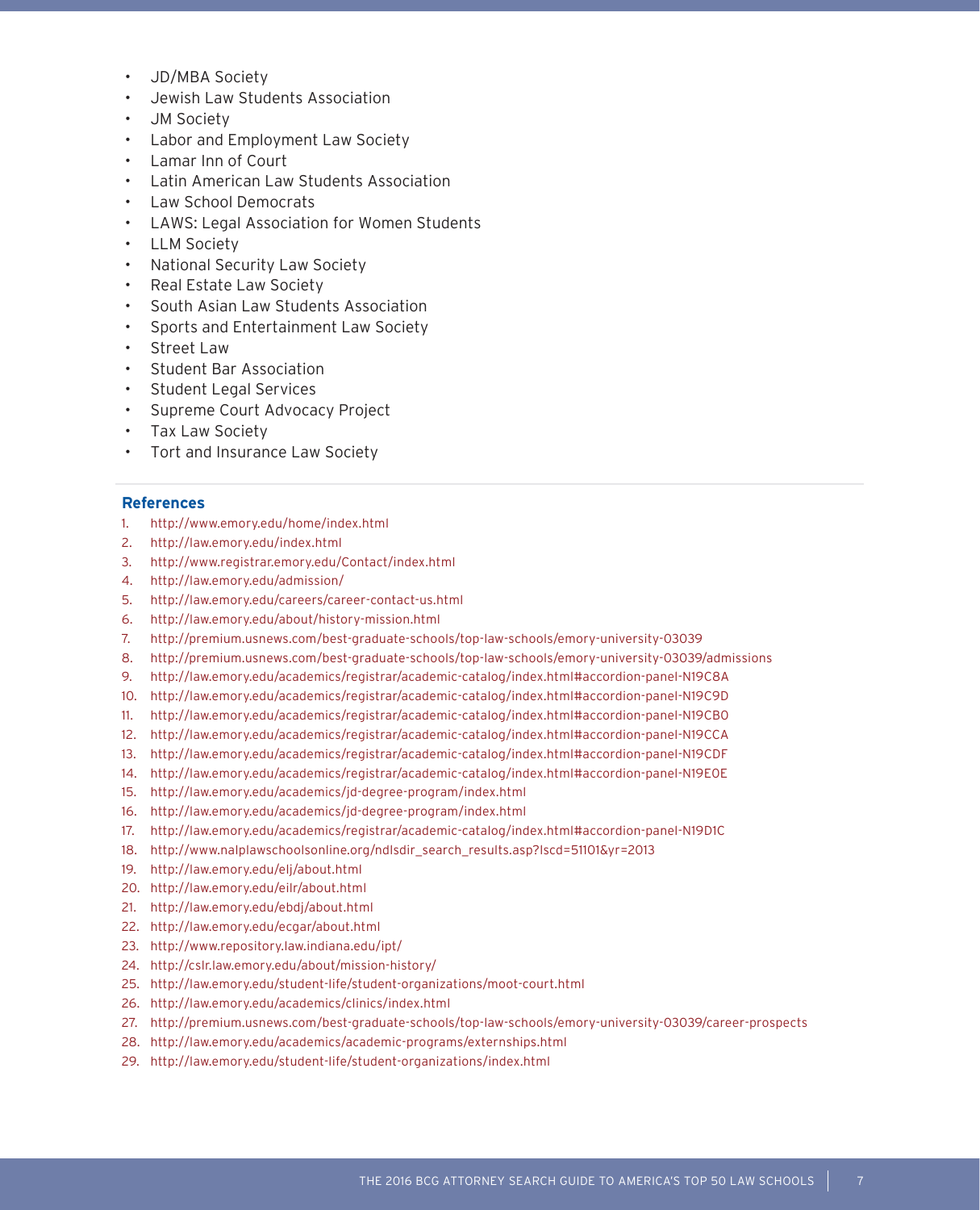- JD/MBA Society
- Jewish Law Students Association
- JM Society
- Labor and Employment Law Society
- Lamar Inn of Court
- Latin American Law Students Association
- Law School Democrats
- LAWS: Legal Association for Women Students
- LLM Society
- National Security Law Society
- Real Estate Law Society
- South Asian Law Students Association
- Sports and Entertainment Law Society
- Street Law
- Student Bar Association
- Student Legal Services
- Supreme Court Advocacy Project
- Tax Law Society
- Tort and Insurance Law Society

### References

1. http://www.emory.edu/home/index.html
2. http://law.emory.edu/index.html
3. http://www.registrar.emory.edu/Contact/index.html
4. http://law.emory.edu/admission/
5. http://law.emory.edu/careers/career-contact-us.html
6. http://law.emory.edu/about/history-mission.html
7. http://premium.usnews.com/best-graduate-schools/top-law-schools/emory-university-03039
8. http://premium.usnews.com/best-graduate-schools/top-law-schools/emory-university-03039/admissions
9. http://law.emory.edu/academics/registrar/academic-catalog/index.html#accordion-panel-N19C8A
10. http://law.emory.edu/academics/registrar/academic-catalog/index.html#accordion-panel-N19C9D
11. http://law.emory.edu/academics/registrar/academic-catalog/index.html#accordion-panel-N19CB0
12. http://law.emory.edu/academics/registrar/academic-catalog/index.html#accordion-panel-N19CCA
13. http://law.emory.edu/academics/registrar/academic-catalog/index.html#accordion-panel-N19CDF
14. http://law.emory.edu/academics/registrar/academic-catalog/index.html#accordion-panel-N19E0E
15. http://law.emory.edu/academics/jd-degree-program/index.html
16. http://law.emory.edu/academics/jd-degree-program/index.html
17. http://law.emory.edu/academics/registrar/academic-catalog/index.html#accordion-panel-N19D1C
18. http://www.nalplawschoolsonline.org/ndlsdir_search_results.asp?lscd=51101&yr=2013
19. http://law.emory.edu/elj/about.html
20. http://law.emory.edu/eilr/about.html
21. http://law.emory.edu/ebdj/about.html
22. http://law.emory.edu/ecgar/about.html
23. http://www.repository.law.indiana.edu/ipt/
24. http://cslr.law.emory.edu/about/mission-history/
25. http://law.emory.edu/student-life/student-organizations/moot-court.html
26. http://law.emory.edu/academics/clinics/index.html
27. http://premium.usnews.com/best-graduate-schools/top-law-schools/emory-university-03039/career-prospects
28. http://law.emory.edu/academics/academic-programs/externships.html
29. http://law.emory.edu/student-life/student-organizations/index.html